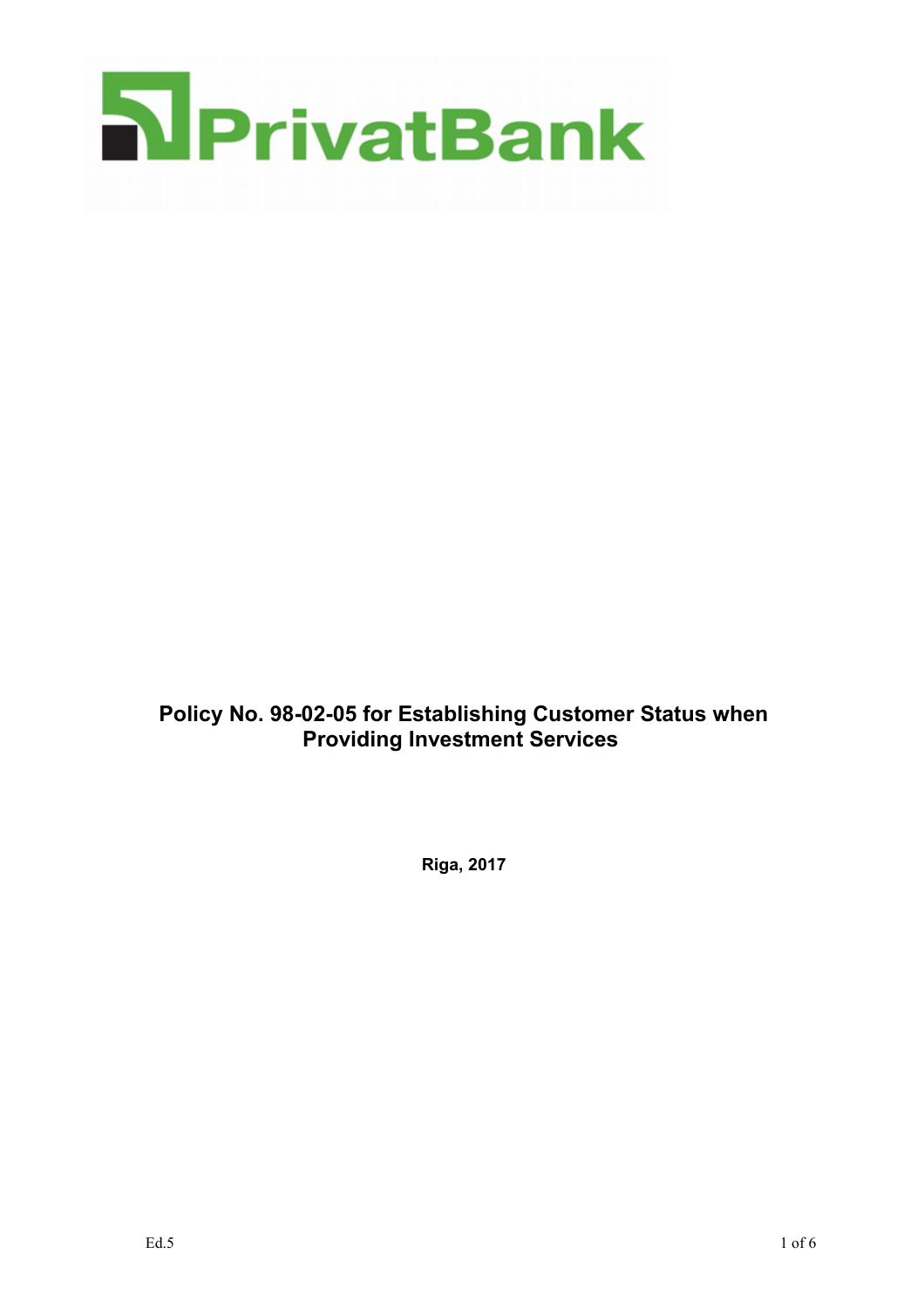PrivatBank

# Policy No. 98-02-05 for Establishing Customer Status when Providing Investment Services

**Riga, 2017**

Ed.5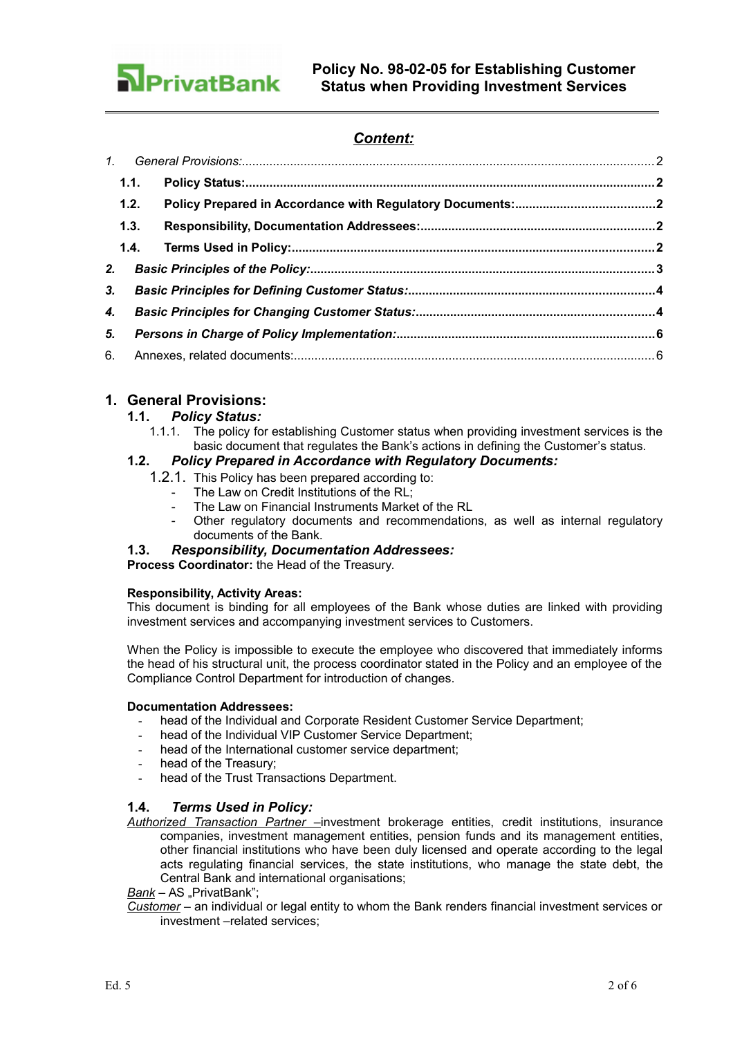## Content:

1. General Provisions: 2
   - 1.1. **Policy Status:** 2
   - 1.2. **Policy Prepared in Accordance with Regulatory Documents:** 2
   - 1.3. **Responsibility, Documentation Addressees:** 2
   - 1.4. **Terms Used in Policy:** 2
2. ***Basic Principles of the Policy:*** 3
3. ***Basic Principles for Defining Customer Status:*** 4
4. ***Basic Principles for Changing Customer Status:*** 4
5. ***Persons in Charge of Policy Implementation:*** 6
6. Annexes, related documents: 6

# 1. General Provisions:

## 1.1. *Policy Status:*

1.1.1. The policy for establishing Customer status when providing investment services is the basic document that regulates the Bank's actions in defining the Customer's status.

## 1.2. *Policy Prepared in Accordance with Regulatory Documents:*

1.2.1. This Policy has been prepared according to:
- The Law on Credit Institutions of the RL;
- The Law on Financial Instruments Market of the RL
- Other regulatory documents and recommendations, as well as internal regulatory documents of the Bank.

## 1.3. *Responsibility, Documentation Addressees:*

**Process Coordinator:** the Head of the Treasury.

**Responsibility, Activity Areas:**

This document is binding for all employees of the Bank whose duties are linked with providing investment services and accompanying investment services to Customers.

When the Policy is impossible to execute the employee who discovered that immediately informs the head of his structural unit, the process coordinator stated in the Policy and an employee of the Compliance Control Department for introduction of changes.

**Documentation Addressees:**
- head of the Individual and Corporate Resident Customer Service Department;
- head of the Individual VIP Customer Service Department;
- head of the International customer service department;
- head of the Treasury;
- head of the Trust Transactions Department.

## 1.4. *Terms Used in Policy:*

<u>Authorized Transaction Partner</u> –investment brokerage entities, credit institutions, insurance companies, investment management entities, pension funds and its management entities, other financial institutions who have been duly licensed and operate according to the legal acts regulating financial services, the state institutions, who manage the state debt, the Central Bank and international organisations;

<u>Bank</u> – AS „PrivatBank";

<u>Customer</u> – an individual or legal entity to whom the Bank renders financial investment services or investment –related services;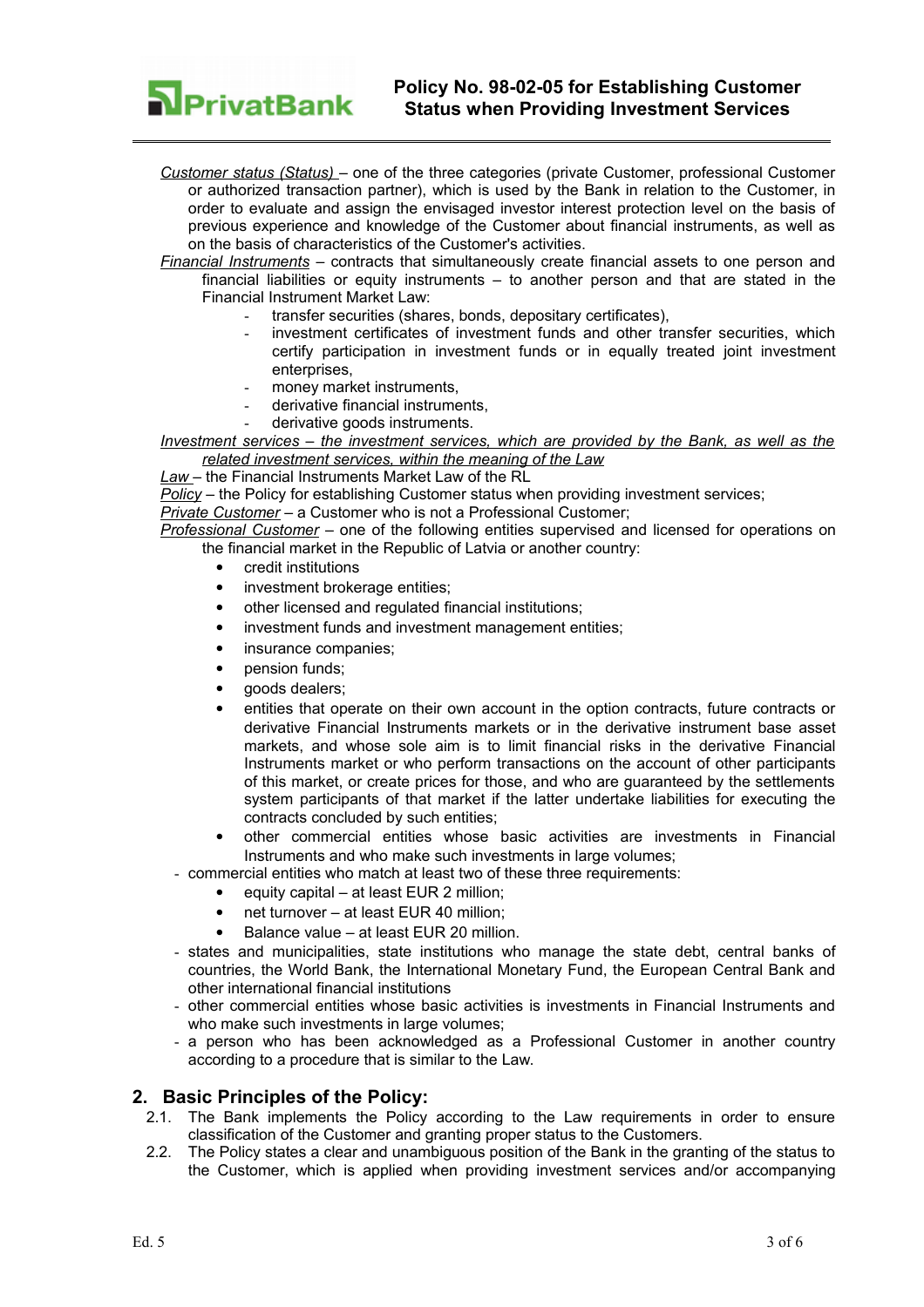*Customer status (Status)* – one of the three categories (private Customer, professional Customer or authorized transaction partner), which is used by the Bank in relation to the Customer, in order to evaluate and assign the envisaged investor interest protection level on the basis of previous experience and knowledge of the Customer about financial instruments, as well as on the basis of characteristics of the Customer's activities.

*Financial Instruments* – contracts that simultaneously create financial assets to one person and financial liabilities or equity instruments – to another person and that are stated in the Financial Instrument Market Law:

- transfer securities (shares, bonds, depositary certificates),
- investment certificates of investment funds and other transfer securities, which certify participation in investment funds or in equally treated joint investment enterprises,
- money market instruments,
- derivative financial instruments,
- derivative goods instruments.

*Investment services – the investment services, which are provided by the Bank, as well as the related investment services, within the meaning of the Law*

*Law* – the Financial Instruments Market Law of the RL

*Policy* – the Policy for establishing Customer status when providing investment services;

*Private Customer* – a Customer who is not a Professional Customer;

*Professional Customer* – one of the following entities supervised and licensed for operations on the financial market in the Republic of Latvia or another country:

- credit institutions
- investment brokerage entities;
- other licensed and regulated financial institutions;
- investment funds and investment management entities;
- insurance companies;
- pension funds;
- goods dealers;
- entities that operate on their own account in the option contracts, future contracts or derivative Financial Instruments markets or in the derivative instrument base asset markets, and whose sole aim is to limit financial risks in the derivative Financial Instruments market or who perform transactions on the account of other participants of this market, or create prices for those, and who are guaranteed by the settlements system participants of that market if the latter undertake liabilities for executing the contracts concluded by such entities;
- other commercial entities whose basic activities are investments in Financial Instruments and who make such investments in large volumes;

- commercial entities who match at least two of these three requirements:
  - equity capital – at least EUR 2 million;
  - net turnover – at least EUR 40 million;
  - Balance value – at least EUR 20 million.
- states and municipalities, state institutions who manage the state debt, central banks of countries, the World Bank, the International Monetary Fund, the European Central Bank and other international financial institutions
- other commercial entities whose basic activities is investments in Financial Instruments and who make such investments in large volumes;
- a person who has been acknowledged as a Professional Customer in another country according to a procedure that is similar to the Law.

## 2. Basic Principles of the Policy:

2.1. The Bank implements the Policy according to the Law requirements in order to ensure classification of the Customer and granting proper status to the Customers.

2.2. The Policy states a clear and unambiguous position of the Bank in the granting of the status to the Customer, which is applied when providing investment services and/or accompanying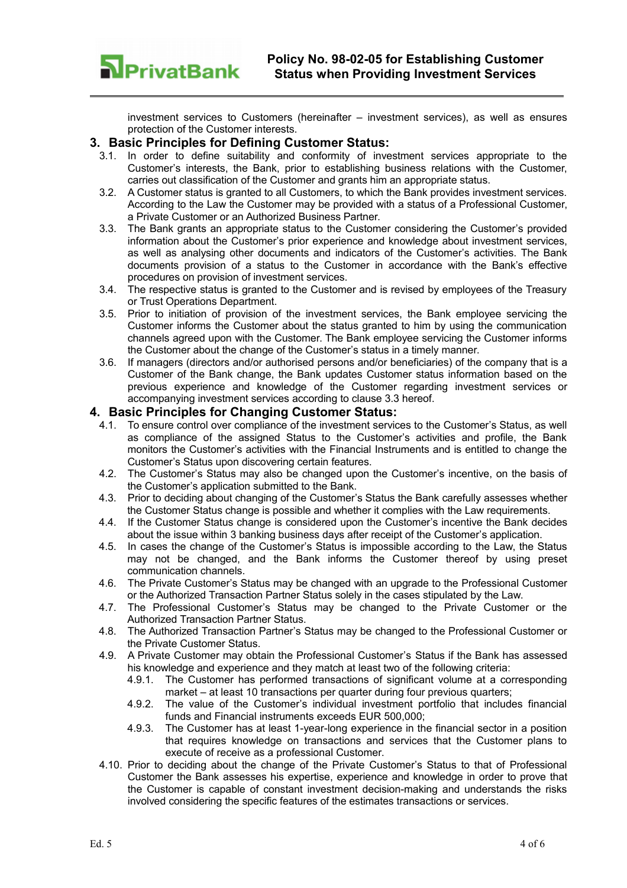investment services to Customers (hereinafter – investment services), as well as ensures protection of the Customer interests.

## 3. Basic Principles for Defining Customer Status:

3.1. In order to define suitability and conformity of investment services appropriate to the Customer's interests, the Bank, prior to establishing business relations with the Customer, carries out classification of the Customer and grants him an appropriate status.

3.2. A Customer status is granted to all Customers, to which the Bank provides investment services. According to the Law the Customer may be provided with a status of a Professional Customer, a Private Customer or an Authorized Business Partner.

3.3. The Bank grants an appropriate status to the Customer considering the Customer's provided information about the Customer's prior experience and knowledge about investment services, as well as analysing other documents and indicators of the Customer's activities. The Bank documents provision of a status to the Customer in accordance with the Bank's effective procedures on provision of investment services.

3.4. The respective status is granted to the Customer and is revised by employees of the Treasury or Trust Operations Department.

3.5. Prior to initiation of provision of the investment services, the Bank employee servicing the Customer informs the Customer about the status granted to him by using the communication channels agreed upon with the Customer. The Bank employee servicing the Customer informs the Customer about the change of the Customer's status in a timely manner.

3.6. If managers (directors and/or authorised persons and/or beneficiaries) of the company that is a Customer of the Bank change, the Bank updates Customer status information based on the previous experience and knowledge of the Customer regarding investment services or accompanying investment services according to clause 3.3 hereof.

## 4. Basic Principles for Changing Customer Status:

4.1. To ensure control over compliance of the investment services to the Customer's Status, as well as compliance of the assigned Status to the Customer's activities and profile, the Bank monitors the Customer's activities with the Financial Instruments and is entitled to change the Customer's Status upon discovering certain features.

4.2. The Customer's Status may also be changed upon the Customer's incentive, on the basis of the Customer's application submitted to the Bank.

4.3. Prior to deciding about changing of the Customer's Status the Bank carefully assesses whether the Customer Status change is possible and whether it complies with the Law requirements.

4.4. If the Customer Status change is considered upon the Customer's incentive the Bank decides about the issue within 3 banking business days after receipt of the Customer's application.

4.5. In cases the change of the Customer's Status is impossible according to the Law, the Status may not be changed, and the Bank informs the Customer thereof by using preset communication channels.

4.6. The Private Customer's Status may be changed with an upgrade to the Professional Customer or the Authorized Transaction Partner Status solely in the cases stipulated by the Law.

4.7. The Professional Customer's Status may be changed to the Private Customer or the Authorized Transaction Partner Status.

4.8. The Authorized Transaction Partner's Status may be changed to the Professional Customer or the Private Customer Status.

4.9. A Private Customer may obtain the Professional Customer's Status if the Bank has assessed his knowledge and experience and they match at least two of the following criteria:

4.9.1. The Customer has performed transactions of significant volume at a corresponding market – at least 10 transactions per quarter during four previous quarters;

4.9.2. The value of the Customer's individual investment portfolio that includes financial funds and Financial instruments exceeds EUR 500,000;

4.9.3. The Customer has at least 1-year-long experience in the financial sector in a position that requires knowledge on transactions and services that the Customer plans to execute of receive as a professional Customer.

4.10. Prior to deciding about the change of the Private Customer's Status to that of Professional Customer the Bank assesses his expertise, experience and knowledge in order to prove that the Customer is capable of constant investment decision-making and understands the risks involved considering the specific features of the estimates transactions or services.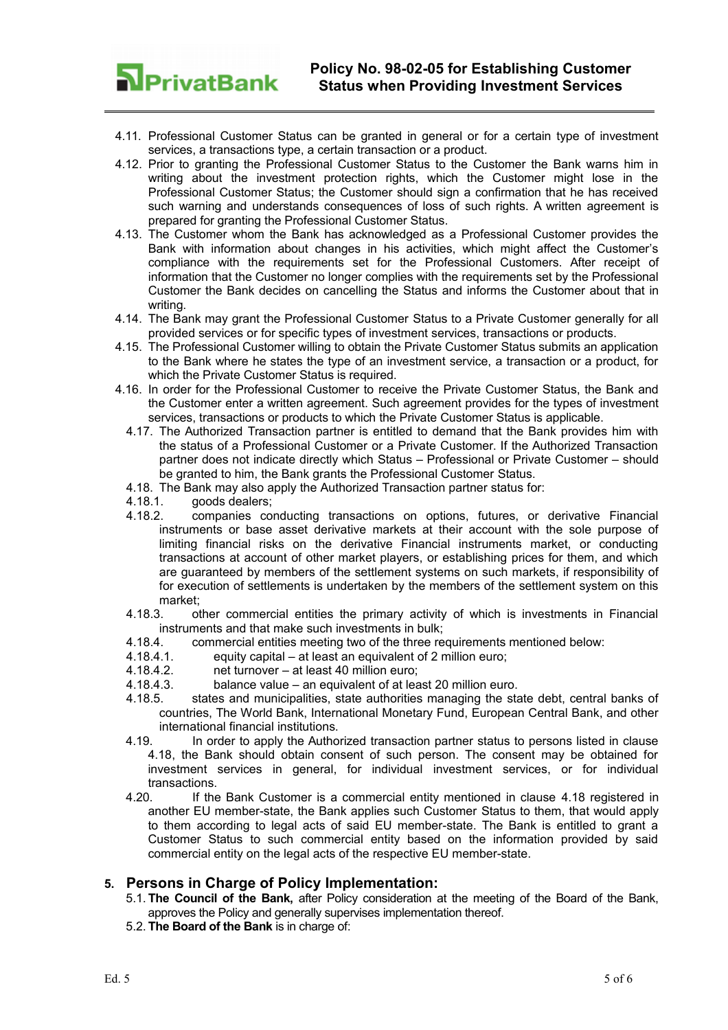4.11. Professional Customer Status can be granted in general or for a certain type of investment services, a transactions type, a certain transaction or a product.

4.12. Prior to granting the Professional Customer Status to the Customer the Bank warns him in writing about the investment protection rights, which the Customer might lose in the Professional Customer Status; the Customer should sign a confirmation that he has received such warning and understands consequences of loss of such rights. A written agreement is prepared for granting the Professional Customer Status.

4.13. The Customer whom the Bank has acknowledged as a Professional Customer provides the Bank with information about changes in his activities, which might affect the Customer's compliance with the requirements set for the Professional Customers. After receipt of information that the Customer no longer complies with the requirements set by the Professional Customer the Bank decides on cancelling the Status and informs the Customer about that in writing.

4.14. The Bank may grant the Professional Customer Status to a Private Customer generally for all provided services or for specific types of investment services, transactions or products.

4.15. The Professional Customer willing to obtain the Private Customer Status submits an application to the Bank where he states the type of an investment service, a transaction or a product, for which the Private Customer Status is required.

4.16. In order for the Professional Customer to receive the Private Customer Status, the Bank and the Customer enter a written agreement. Such agreement provides for the types of investment services, transactions or products to which the Private Customer Status is applicable.

4.17. The Authorized Transaction partner is entitled to demand that the Bank provides him with the status of a Professional Customer or a Private Customer. If the Authorized Transaction partner does not indicate directly which Status – Professional or Private Customer – should be granted to him, the Bank grants the Professional Customer Status.

4.18. The Bank may also apply the Authorized Transaction partner status for:

4.18.1. goods dealers;

4.18.2. companies conducting transactions on options, futures, or derivative Financial instruments or base asset derivative markets at their account with the sole purpose of limiting financial risks on the derivative Financial instruments market, or conducting transactions at account of other market players, or establishing prices for them, and which are guaranteed by members of the settlement systems on such markets, if responsibility of for execution of settlements is undertaken by the members of the settlement system on this market;

4.18.3. other commercial entities the primary activity of which is investments in Financial instruments and that make such investments in bulk;

4.18.4. commercial entities meeting two of the three requirements mentioned below:

4.18.4.1. equity capital – at least an equivalent of 2 million euro;

4.18.4.2. net turnover – at least 40 million euro;

4.18.4.3. balance value – an equivalent of at least 20 million euro.

4.18.5. states and municipalities, state authorities managing the state debt, central banks of countries, The World Bank, International Monetary Fund, European Central Bank, and other international financial institutions.

4.19. In order to apply the Authorized transaction partner status to persons listed in clause 4.18, the Bank should obtain consent of such person. The consent may be obtained for investment services in general, for individual investment services, or for individual transactions.

4.20. If the Bank Customer is a commercial entity mentioned in clause 4.18 registered in another EU member-state, the Bank applies such Customer Status to them, that would apply to them according to legal acts of said EU member-state. The Bank is entitled to grant a Customer Status to such commercial entity based on the information provided by said commercial entity on the legal acts of the respective EU member-state.

## 5. Persons in Charge of Policy Implementation:

5.1. **The Council of the Bank,** after Policy consideration at the meeting of the Board of the Bank, approves the Policy and generally supervises implementation thereof.

5.2. **The Board of the Bank** is in charge of: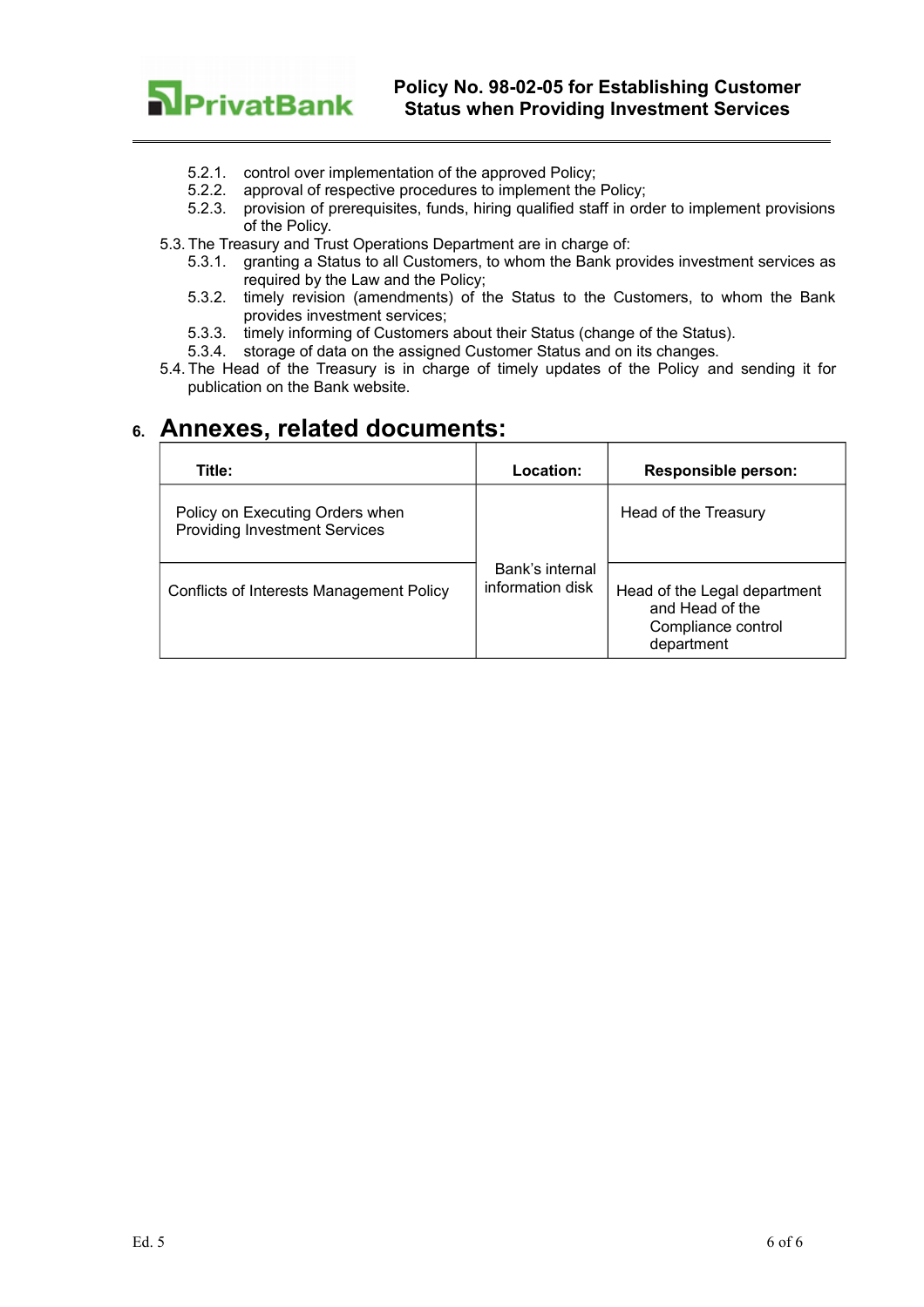5.2.1. control over implementation of the approved Policy;
5.2.2. approval of respective procedures to implement the Policy;
5.2.3. provision of prerequisites, funds, hiring qualified staff in order to implement provisions of the Policy.

5.3. The Treasury and Trust Operations Department are in charge of:
5.3.1. granting a Status to all Customers, to whom the Bank provides investment services as required by the Law and the Policy;
5.3.2. timely revision (amendments) of the Status to the Customers, to whom the Bank provides investment services;
5.3.3. timely informing of Customers about their Status (change of the Status).
5.3.4. storage of data on the assigned Customer Status and on its changes.

5.4. The Head of the Treasury is in charge of timely updates of the Policy and sending it for publication on the Bank website.

## 6. Annexes, related documents:

| Title: | Location: | Responsible person: |
|---|---|---|
| Policy on Executing Orders when Providing Investment Services | Bank's internal information disk | Head of the Treasury |
| Conflicts of Interests Management Policy | | Head of the Legal department and Head of the Compliance control department |